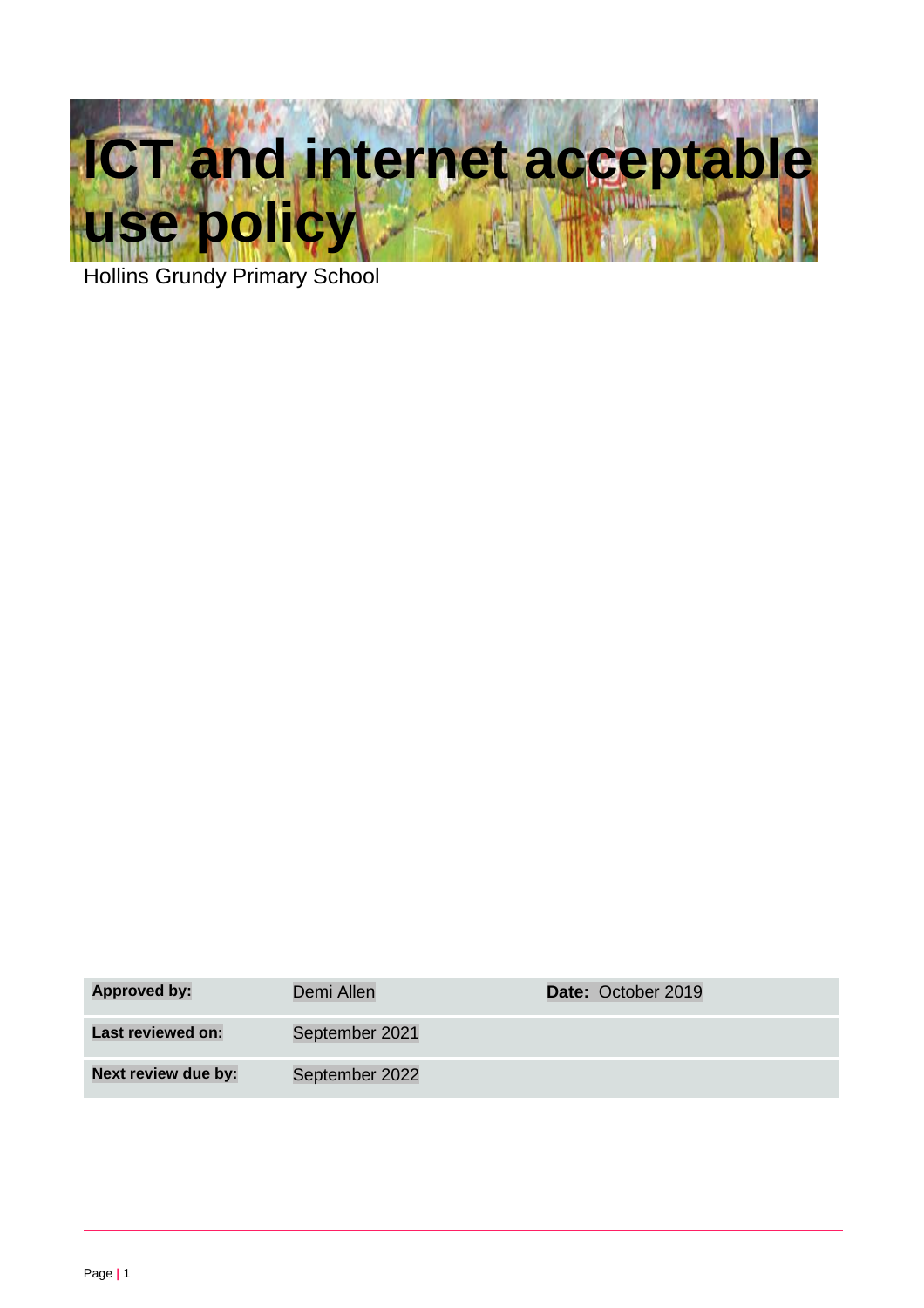# ICT and internet acceptable use policy

Hollins Grundy Primary School

| **Approved by:** | Demi Allen | **Date:** October 2019 |
| --- | --- | --- |
| **Last reviewed on:** | September 2021 | |
| **Next review due by:** | September 2022 | |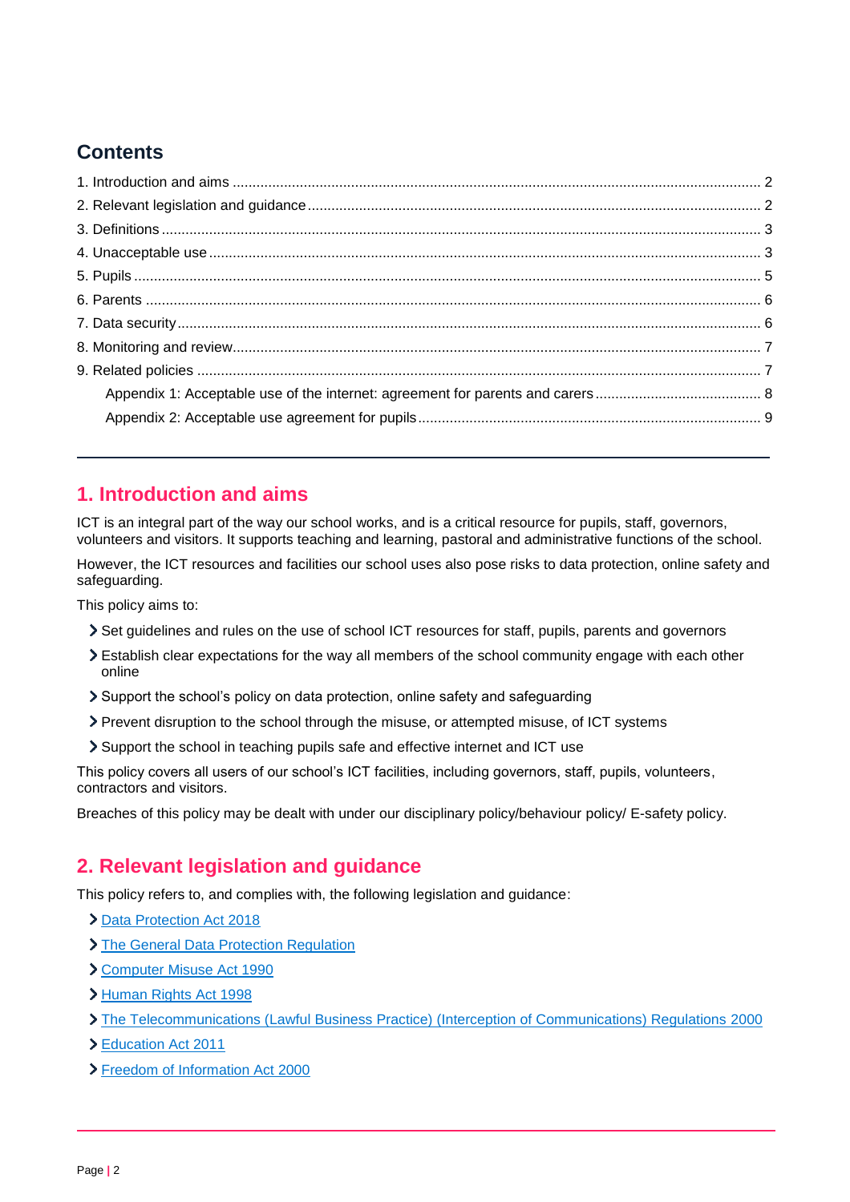## Contents

1. Introduction and aims ... 2
2. Relevant legislation and guidance ... 2
3. Definitions ... 3
4. Unacceptable use ... 3
5. Pupils ... 5
6. Parents ... 6
7. Data security ... 6
8. Monitoring and review ... 7
9. Related policies ... 7
   - Appendix 1: Acceptable use of the internet: agreement for parents and carers ... 8
   - Appendix 2: Acceptable use agreement for pupils ... 9

---

## 1. Introduction and aims

ICT is an integral part of the way our school works, and is a critical resource for pupils, staff, governors, volunteers and visitors. It supports teaching and learning, pastoral and administrative functions of the school.

However, the ICT resources and facilities our school uses also pose risks to data protection, online safety and safeguarding.

This policy aims to:

- Set guidelines and rules on the use of school ICT resources for staff, pupils, parents and governors
- Establish clear expectations for the way all members of the school community engage with each other online
- Support the school's policy on data protection, online safety and safeguarding
- Prevent disruption to the school through the misuse, or attempted misuse, of ICT systems
- Support the school in teaching pupils safe and effective internet and ICT use

This policy covers all users of our school's ICT facilities, including governors, staff, pupils, volunteers, contractors and visitors.

Breaches of this policy may be dealt with under our disciplinary policy/behaviour policy/ E-safety policy.

## 2. Relevant legislation and guidance

This policy refers to, and complies with, the following legislation and guidance:

- Data Protection Act 2018
- The General Data Protection Regulation
- Computer Misuse Act 1990
- Human Rights Act 1998
- The Telecommunications (Lawful Business Practice) (Interception of Communications) Regulations 2000
- Education Act 2011
- Freedom of Information Act 2000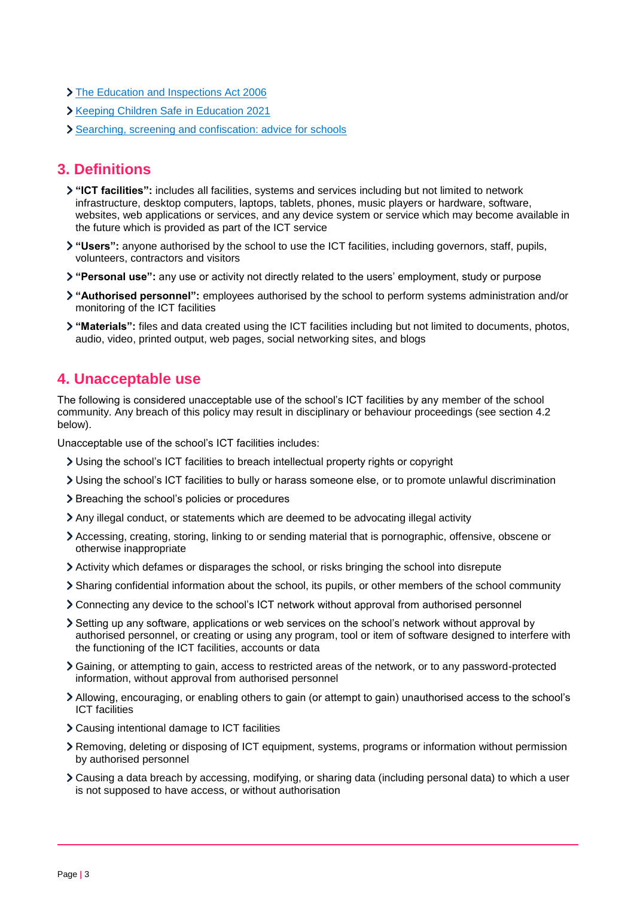- [The Education and Inspections Act 2006]
- [Keeping Children Safe in Education 2021]
- [Searching, screening and confiscation: advice for schools]

## 3. Definitions

- **"ICT facilities":** includes all facilities, systems and services including but not limited to network infrastructure, desktop computers, laptops, tablets, phones, music players or hardware, software, websites, web applications or services, and any device system or service which may become available in the future which is provided as part of the ICT service
- **"Users":** anyone authorised by the school to use the ICT facilities, including governors, staff, pupils, volunteers, contractors and visitors
- **"Personal use":** any use or activity not directly related to the users' employment, study or purpose
- **"Authorised personnel":** employees authorised by the school to perform systems administration and/or monitoring of the ICT facilities
- **"Materials":** files and data created using the ICT facilities including but not limited to documents, photos, audio, video, printed output, web pages, social networking sites, and blogs

## 4. Unacceptable use

The following is considered unacceptable use of the school's ICT facilities by any member of the school community. Any breach of this policy may result in disciplinary or behaviour proceedings (see section 4.2 below).

Unacceptable use of the school's ICT facilities includes:

- Using the school's ICT facilities to breach intellectual property rights or copyright
- Using the school's ICT facilities to bully or harass someone else, or to promote unlawful discrimination
- Breaching the school's policies or procedures
- Any illegal conduct, or statements which are deemed to be advocating illegal activity
- Accessing, creating, storing, linking to or sending material that is pornographic, offensive, obscene or otherwise inappropriate
- Activity which defames or disparages the school, or risks bringing the school into disrepute
- Sharing confidential information about the school, its pupils, or other members of the school community
- Connecting any device to the school's ICT network without approval from authorised personnel
- Setting up any software, applications or web services on the school's network without approval by authorised personnel, or creating or using any program, tool or item of software designed to interfere with the functioning of the ICT facilities, accounts or data
- Gaining, or attempting to gain, access to restricted areas of the network, or to any password-protected information, without approval from authorised personnel
- Allowing, encouraging, or enabling others to gain (or attempt to gain) unauthorised access to the school's ICT facilities
- Causing intentional damage to ICT facilities
- Removing, deleting or disposing of ICT equipment, systems, programs or information without permission by authorised personnel
- Causing a data breach by accessing, modifying, or sharing data (including personal data) to which a user is not supposed to have access, or without authorisation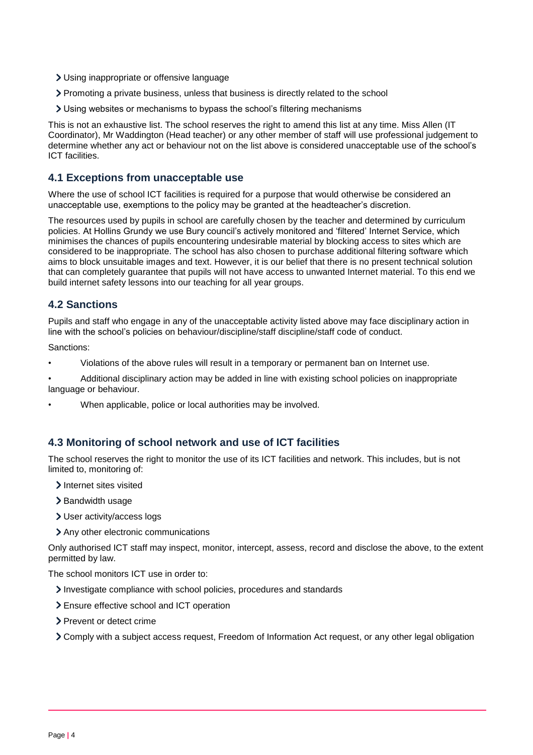- Using inappropriate or offensive language
- Promoting a private business, unless that business is directly related to the school
- Using websites or mechanisms to bypass the school's filtering mechanisms

This is not an exhaustive list. The school reserves the right to amend this list at any time. Miss Allen (IT Coordinator), Mr Waddington (Head teacher) or any other member of staff will use professional judgement to determine whether any act or behaviour not on the list above is considered unacceptable use of the school's ICT facilities.

## 4.1 Exceptions from unacceptable use

Where the use of school ICT facilities is required for a purpose that would otherwise be considered an unacceptable use, exemptions to the policy may be granted at the headteacher's discretion.

The resources used by pupils in school are carefully chosen by the teacher and determined by curriculum policies. At Hollins Grundy we use Bury council's actively monitored and 'filtered' Internet Service, which minimises the chances of pupils encountering undesirable material by blocking access to sites which are considered to be inappropriate. The school has also chosen to purchase additional filtering software which aims to block unsuitable images and text. However, it is our belief that there is no present technical solution that can completely guarantee that pupils will not have access to unwanted Internet material. To this end we build internet safety lessons into our teaching for all year groups.

## 4.2 Sanctions

Pupils and staff who engage in any of the unacceptable activity listed above may face disciplinary action in line with the school's policies on behaviour/discipline/staff discipline/staff code of conduct.

Sanctions:

- Violations of the above rules will result in a temporary or permanent ban on Internet use.
- Additional disciplinary action may be added in line with existing school policies on inappropriate language or behaviour.
- When applicable, police or local authorities may be involved.

## 4.3 Monitoring of school network and use of ICT facilities

The school reserves the right to monitor the use of its ICT facilities and network. This includes, but is not limited to, monitoring of:

- Internet sites visited
- Bandwidth usage
- User activity/access logs
- Any other electronic communications

Only authorised ICT staff may inspect, monitor, intercept, assess, record and disclose the above, to the extent permitted by law.

The school monitors ICT use in order to:

- Investigate compliance with school policies, procedures and standards
- Ensure effective school and ICT operation
- Prevent or detect crime
- Comply with a subject access request, Freedom of Information Act request, or any other legal obligation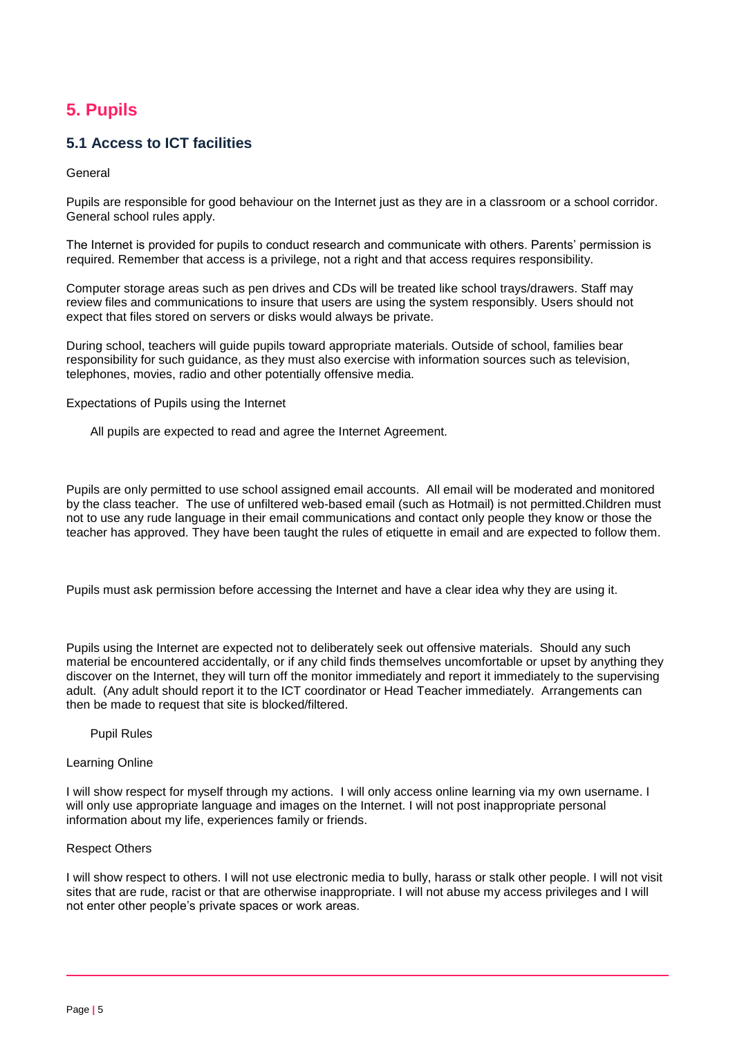## 5. Pupils

### 5.1 Access to ICT facilities

General

Pupils are responsible for good behaviour on the Internet just as they are in a classroom or a school corridor. General school rules apply.

The Internet is provided for pupils to conduct research and communicate with others. Parents' permission is required. Remember that access is a privilege, not a right and that access requires responsibility.

Computer storage areas such as pen drives and CDs will be treated like school trays/drawers. Staff may review files and communications to insure that users are using the system responsibly. Users should not expect that files stored on servers or disks would always be private.

During school, teachers will guide pupils toward appropriate materials. Outside of school, families bear responsibility for such guidance, as they must also exercise with information sources such as television, telephones, movies, radio and other potentially offensive media.

Expectations of Pupils using the Internet

All pupils are expected to read and agree the Internet Agreement.

Pupils are only permitted to use school assigned email accounts. All email will be moderated and monitored by the class teacher. The use of unfiltered web-based email (such as Hotmail) is not permitted.Children must not to use any rude language in their email communications and contact only people they know or those the teacher has approved. They have been taught the rules of etiquette in email and are expected to follow them.

Pupils must ask permission before accessing the Internet and have a clear idea why they are using it.

Pupils using the Internet are expected not to deliberately seek out offensive materials. Should any such material be encountered accidentally, or if any child finds themselves uncomfortable or upset by anything they discover on the Internet, they will turn off the monitor immediately and report it immediately to the supervising adult. (Any adult should report it to the ICT coordinator or Head Teacher immediately. Arrangements can then be made to request that site is blocked/filtered.

Pupil Rules

Learning Online

I will show respect for myself through my actions. I will only access online learning via my own username. I will only use appropriate language and images on the Internet. I will not post inappropriate personal information about my life, experiences family or friends.

Respect Others

I will show respect to others. I will not use electronic media to bully, harass or stalk other people. I will not visit sites that are rude, racist or that are otherwise inappropriate. I will not abuse my access privileges and I will not enter other people's private spaces or work areas.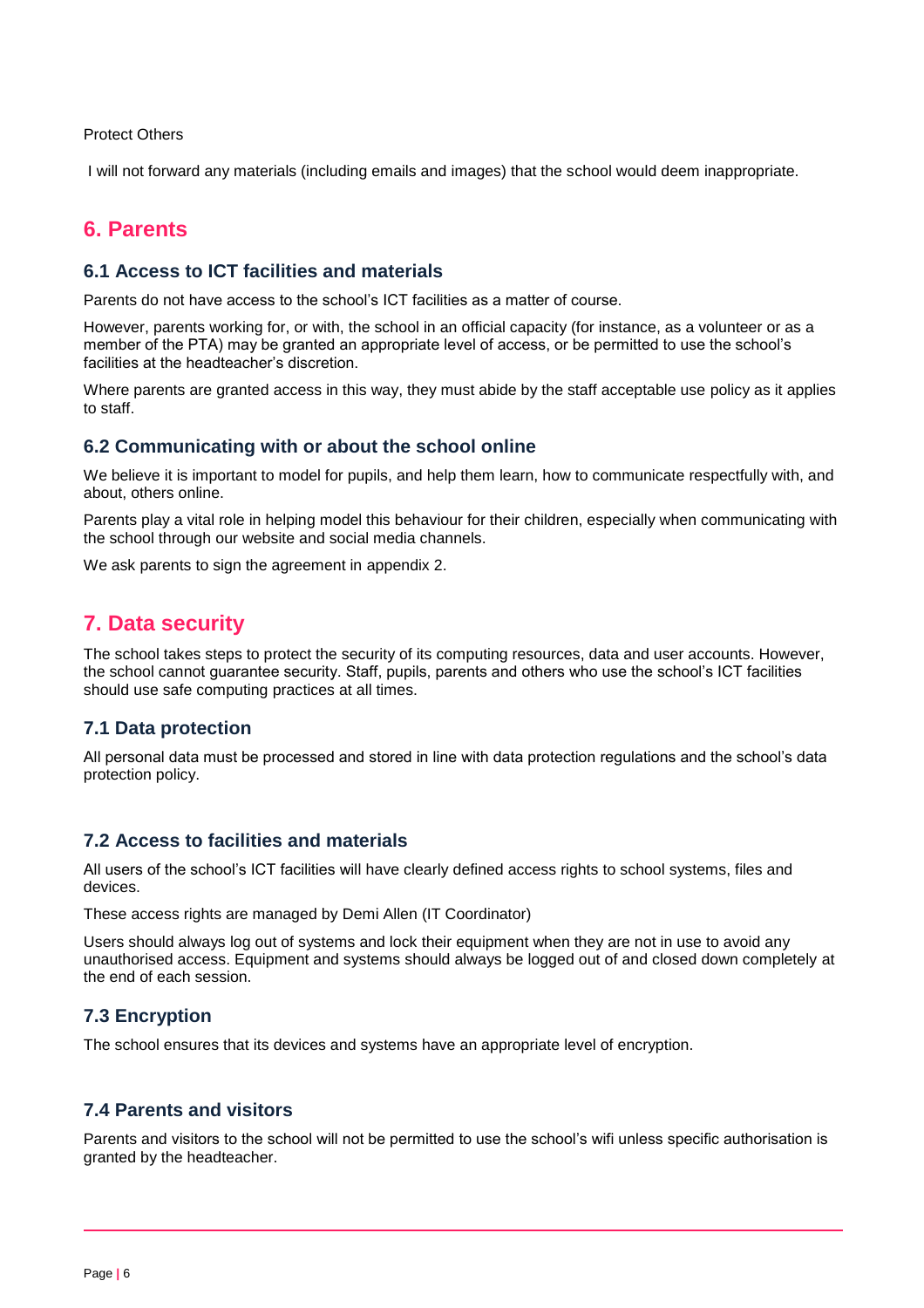Protect Others

I will not forward any materials (including emails and images) that the school would deem inappropriate.

## 6. Parents

### 6.1 Access to ICT facilities and materials

Parents do not have access to the school's ICT facilities as a matter of course.

However, parents working for, or with, the school in an official capacity (for instance, as a volunteer or as a member of the PTA) may be granted an appropriate level of access, or be permitted to use the school's facilities at the headteacher's discretion.

Where parents are granted access in this way, they must abide by the staff acceptable use policy as it applies to staff.

### 6.2 Communicating with or about the school online

We believe it is important to model for pupils, and help them learn, how to communicate respectfully with, and about, others online.

Parents play a vital role in helping model this behaviour for their children, especially when communicating with the school through our website and social media channels.

We ask parents to sign the agreement in appendix 2.

## 7. Data security

The school takes steps to protect the security of its computing resources, data and user accounts. However, the school cannot guarantee security. Staff, pupils, parents and others who use the school's ICT facilities should use safe computing practices at all times.

### 7.1 Data protection

All personal data must be processed and stored in line with data protection regulations and the school's data protection policy.

### 7.2 Access to facilities and materials

All users of the school's ICT facilities will have clearly defined access rights to school systems, files and devices.

These access rights are managed by Demi Allen (IT Coordinator)

Users should always log out of systems and lock their equipment when they are not in use to avoid any unauthorised access. Equipment and systems should always be logged out of and closed down completely at the end of each session.

### 7.3 Encryption

The school ensures that its devices and systems have an appropriate level of encryption.

### 7.4 Parents and visitors

Parents and visitors to the school will not be permitted to use the school's wifi unless specific authorisation is granted by the headteacher.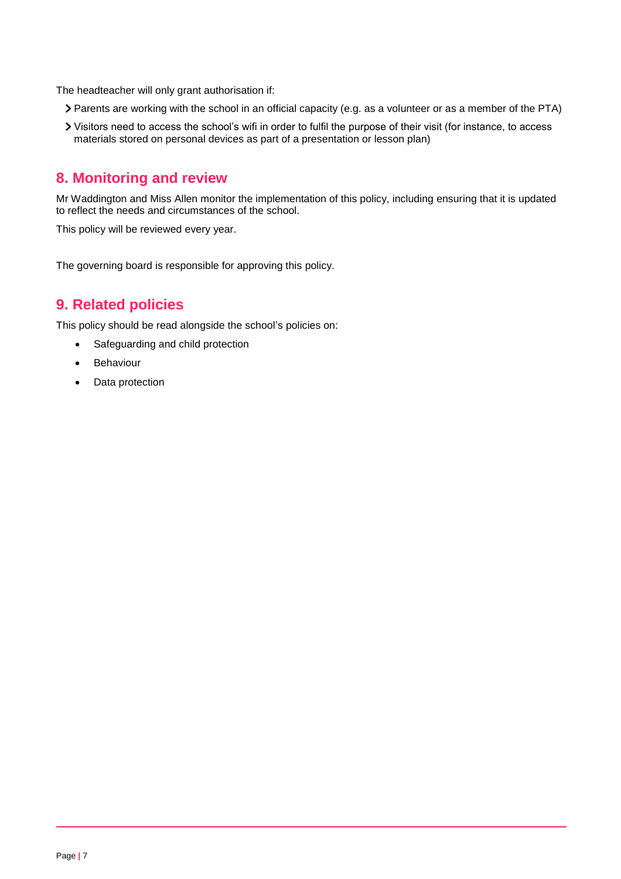The headteacher will only grant authorisation if:

- Parents are working with the school in an official capacity (e.g. as a volunteer or as a member of the PTA)
- Visitors need to access the school's wifi in order to fulfil the purpose of their visit (for instance, to access materials stored on personal devices as part of a presentation or lesson plan)

## 8. Monitoring and review

Mr Waddington and Miss Allen monitor the implementation of this policy, including ensuring that it is updated to reflect the needs and circumstances of the school.

This policy will be reviewed every year.

The governing board is responsible for approving this policy.

## 9. Related policies

This policy should be read alongside the school's policies on:

- Safeguarding and child protection
- Behaviour
- Data protection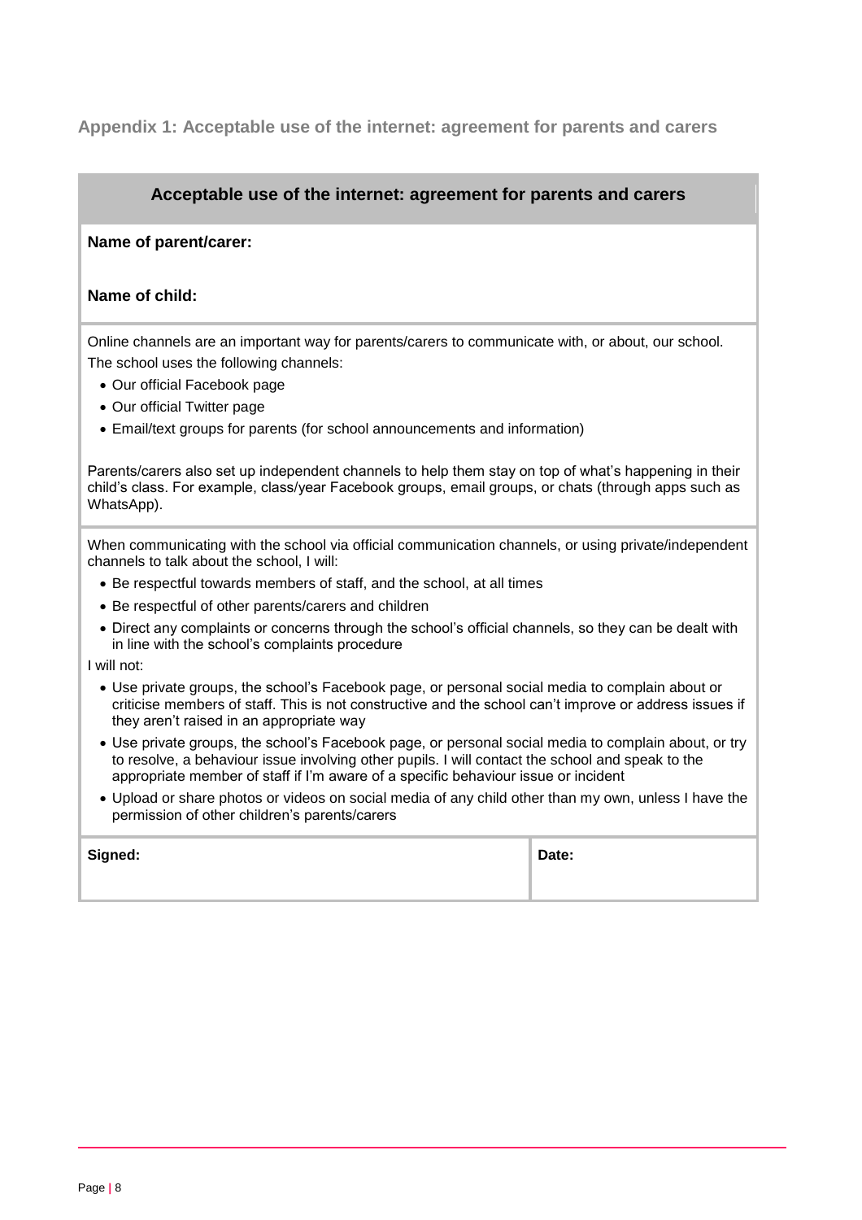## Appendix 1: Acceptable use of the internet: agreement for parents and carers

### Acceptable use of the internet: agreement for parents and carers

**Name of parent/carer:**

**Name of child:**

Online channels are an important way for parents/carers to communicate with, or about, our school.
The school uses the following channels:

- Our official Facebook page
- Our official Twitter page
- Email/text groups for parents (for school announcements and information)

Parents/carers also set up independent channels to help them stay on top of what's happening in their child's class. For example, class/year Facebook groups, email groups, or chats (through apps such as WhatsApp).

When communicating with the school via official communication channels, or using private/independent channels to talk about the school, I will:

- Be respectful towards members of staff, and the school, at all times
- Be respectful of other parents/carers and children
- Direct any complaints or concerns through the school's official channels, so they can be dealt with in line with the school's complaints procedure

I will not:

- Use private groups, the school's Facebook page, or personal social media to complain about or criticise members of staff. This is not constructive and the school can't improve or address issues if they aren't raised in an appropriate way
- Use private groups, the school's Facebook page, or personal social media to complain about, or try to resolve, a behaviour issue involving other pupils. I will contact the school and speak to the appropriate member of staff if I'm aware of a specific behaviour issue or incident
- Upload or share photos or videos on social media of any child other than my own, unless I have the permission of other children's parents/carers

| **Signed:** | **Date:** |
|---|---|
| | |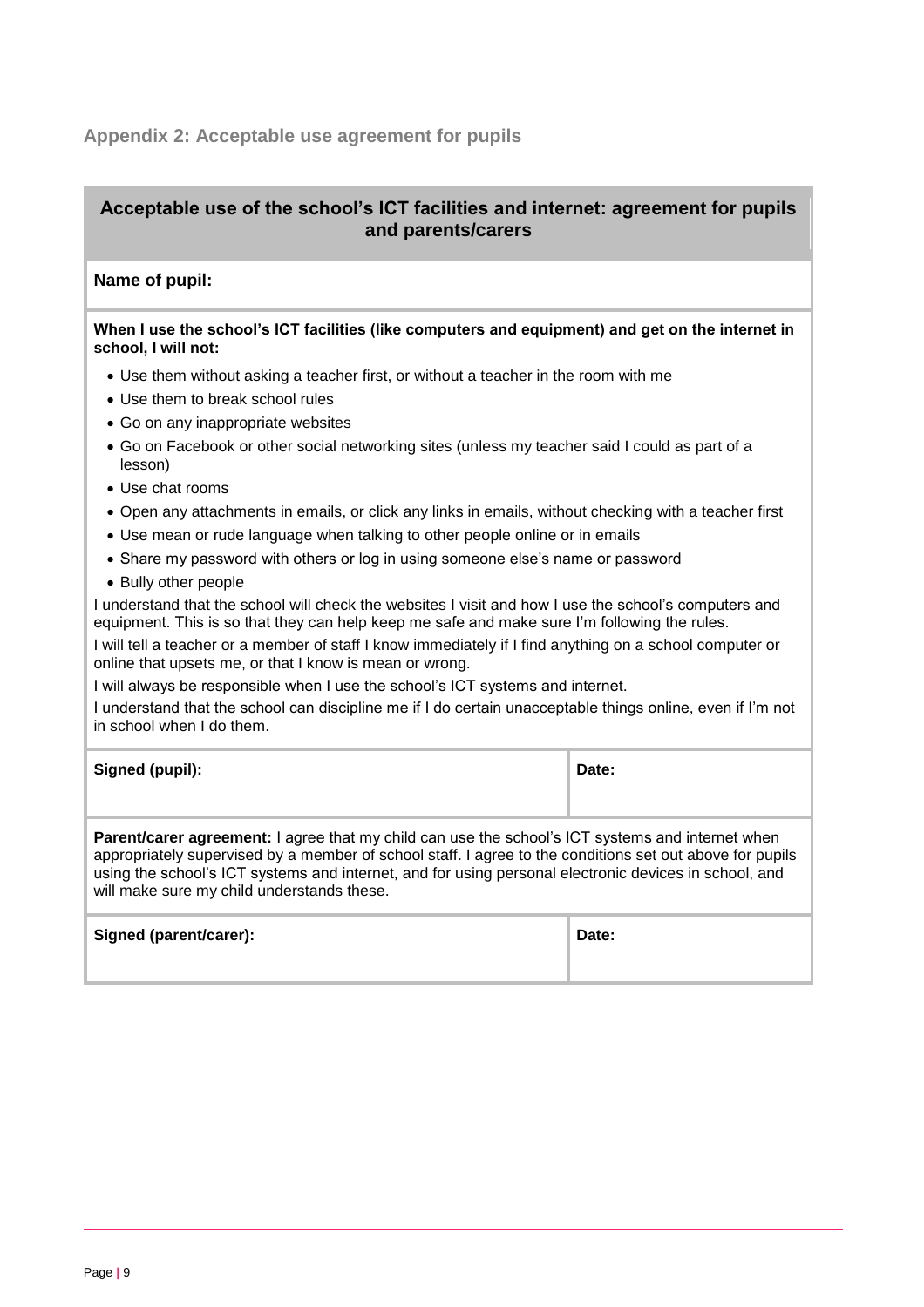### Appendix 2: Acceptable use agreement for pupils

**Acceptable use of the school's ICT facilities and internet: agreement for pupils and parents/carers**

**Name of pupil:**

**When I use the school's ICT facilities (like computers and equipment) and get on the internet in school, I will not:**

- Use them without asking a teacher first, or without a teacher in the room with me
- Use them to break school rules
- Go on any inappropriate websites
- Go on Facebook or other social networking sites (unless my teacher said I could as part of a lesson)
- Use chat rooms
- Open any attachments in emails, or click any links in emails, without checking with a teacher first
- Use mean or rude language when talking to other people online or in emails
- Share my password with others or log in using someone else's name or password
- Bully other people

I understand that the school will check the websites I visit and how I use the school's computers and equipment. This is so that they can help keep me safe and make sure I'm following the rules.

I will tell a teacher or a member of staff I know immediately if I find anything on a school computer or online that upsets me, or that I know is mean or wrong.

I will always be responsible when I use the school's ICT systems and internet.

I understand that the school can discipline me if I do certain unacceptable things online, even if I'm not in school when I do them.

| | |
|---|---|
| **Signed (pupil):** | **Date:** |

**Parent/carer agreement:** I agree that my child can use the school's ICT systems and internet when appropriately supervised by a member of school staff. I agree to the conditions set out above for pupils using the school's ICT systems and internet, and for using personal electronic devices in school, and will make sure my child understands these.

| | |
|---|---|
| **Signed (parent/carer):** | **Date:** |